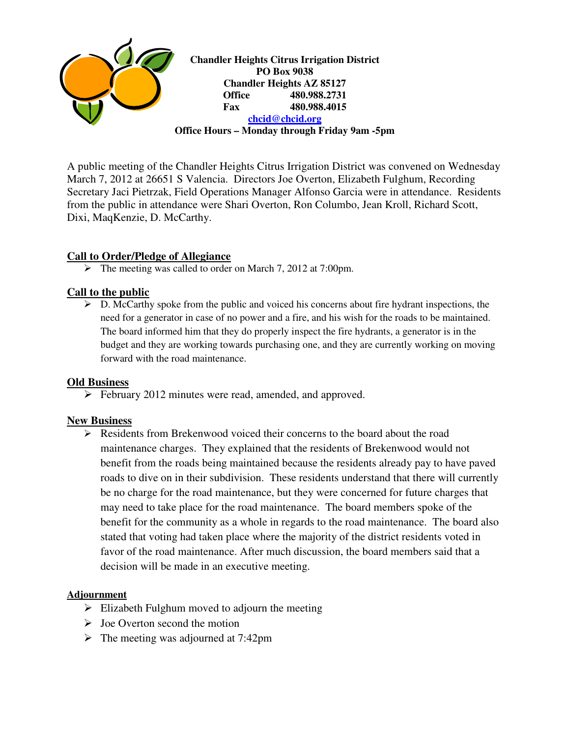**Chandler Heights Citrus Irrigation District**
**PO Box 9038**
**Chandler Heights AZ 85127**
**Office 480.988.2731**
**Fax 480.988.4015**
**chcid@chcid.org**
**Office Hours – Monday through Friday 9am -5pm**

A public meeting of the Chandler Heights Citrus Irrigation District was convened on Wednesday March 7, 2012 at 26651 S Valencia. Directors Joe Overton, Elizabeth Fulghum, Recording Secretary Jaci Pietrzak, Field Operations Manager Alfonso Garcia were in attendance. Residents from the public in attendance were Shari Overton, Ron Columbo, Jean Kroll, Richard Scott, Dixi, MaqKenzie, D. McCarthy.

## Call to Order/Pledge of Allegiance

- The meeting was called to order on March 7, 2012 at 7:00pm.

## Call to the public

- D. McCarthy spoke from the public and voiced his concerns about fire hydrant inspections, the need for a generator in case of no power and a fire, and his wish for the roads to be maintained. The board informed him that they do properly inspect the fire hydrants, a generator is in the budget and they are working towards purchasing one, and they are currently working on moving forward with the road maintenance.

## Old Business

- February 2012 minutes were read, amended, and approved.

## New Business

- Residents from Brekenwood voiced their concerns to the board about the road maintenance charges. They explained that the residents of Brekenwood would not benefit from the roads being maintained because the residents already pay to have paved roads to dive on in their subdivision. These residents understand that there will currently be no charge for the road maintenance, but they were concerned for future charges that may need to take place for the road maintenance. The board members spoke of the benefit for the community as a whole in regards to the road maintenance. The board also stated that voting had taken place where the majority of the district residents voted in favor of the road maintenance. After much discussion, the board members said that a decision will be made in an executive meeting.

## Adjournment

- Elizabeth Fulghum moved to adjourn the meeting
- Joe Overton second the motion
- The meeting was adjourned at 7:42pm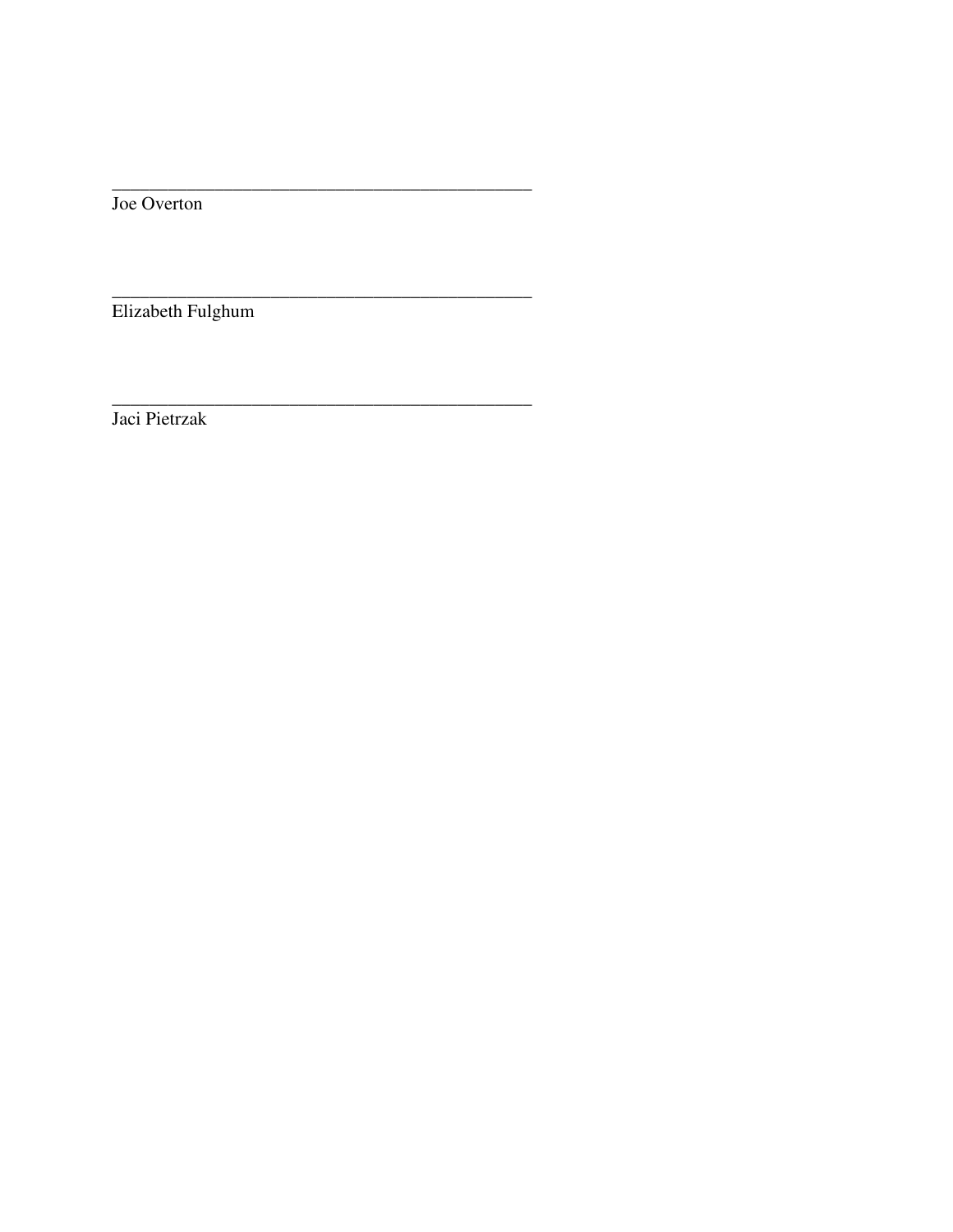_______________________________________________
Joe Overton

_______________________________________________
Elizabeth Fulghum

_______________________________________________
Jaci Pietrzak